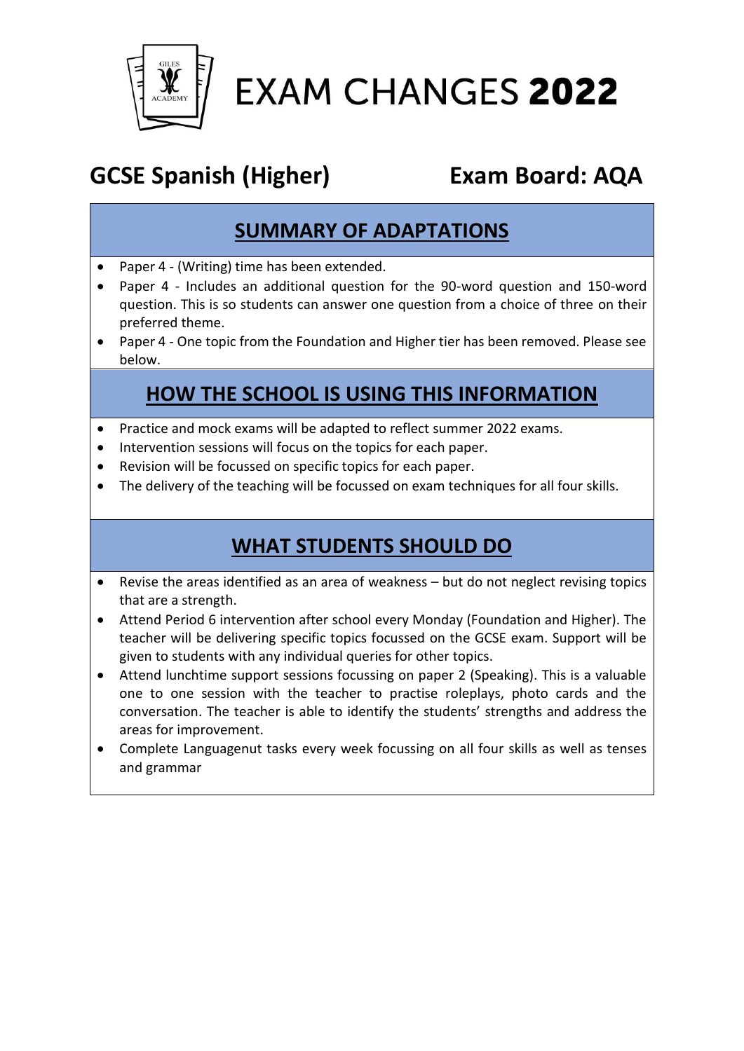# EXAM CHANGES **2022**

## GCSE Spanish (Higher) Exam Board: AQA

## SUMMARY OF ADAPTATIONS

- Paper 4 - (Writing) time has been extended.
- Paper 4 - Includes an additional question for the 90-word question and 150-word question. This is so students can answer one question from a choice of three on their preferred theme.
- Paper 4 - One topic from the Foundation and Higher tier has been removed. Please see below.

## HOW THE SCHOOL IS USING THIS INFORMATION

- Practice and mock exams will be adapted to reflect summer 2022 exams.
- Intervention sessions will focus on the topics for each paper.
- Revision will be focussed on specific topics for each paper.
- The delivery of the teaching will be focussed on exam techniques for all four skills.

## WHAT STUDENTS SHOULD DO

- Revise the areas identified as an area of weakness – but do not neglect revising topics that are a strength.
- Attend Period 6 intervention after school every Monday (Foundation and Higher). The teacher will be delivering specific topics focussed on the GCSE exam. Support will be given to students with any individual queries for other topics.
- Attend lunchtime support sessions focussing on paper 2 (Speaking). This is a valuable one to one session with the teacher to practise roleplays, photo cards and the conversation. The teacher is able to identify the students' strengths and address the areas for improvement.
- Complete Languagenut tasks every week focussing on all four skills as well as tenses and grammar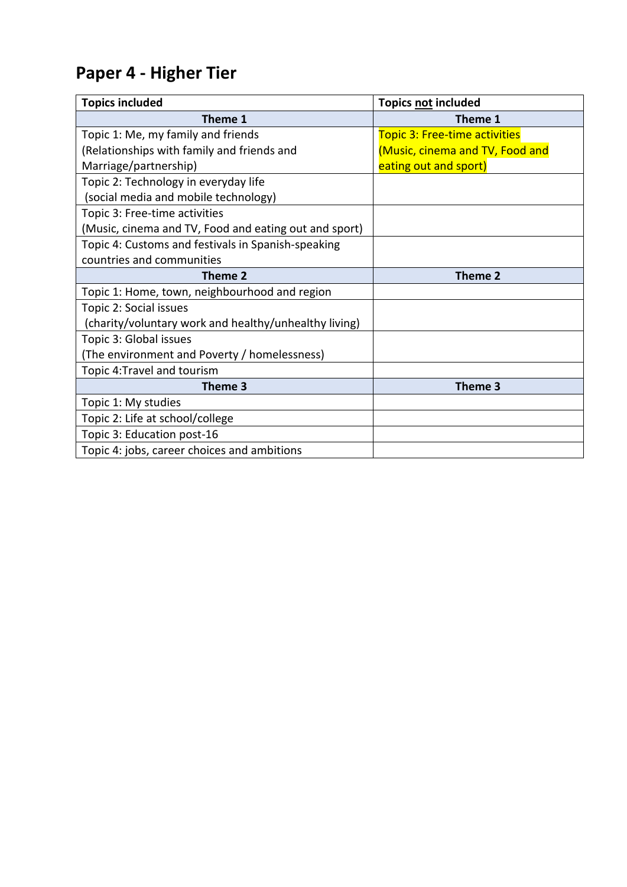# Paper 4 - Higher Tier

| **Topics included** | **Topics not included** |
|---|---|
| **Theme 1** | **Theme 1** |
| Topic 1: Me, my family and friends (Relationships with family and friends and Marriage/partnership) | Topic 3: Free-time activities (Music, cinema and TV, Food and eating out and sport) |
| Topic 2: Technology in everyday life (social media and mobile technology) | |
| Topic 3: Free-time activities (Music, cinema and TV, Food and eating out and sport) | |
| Topic 4: Customs and festivals in Spanish-speaking countries and communities | |
| **Theme 2** | **Theme 2** |
| Topic 1: Home, town, neighbourhood and region | |
| Topic 2: Social issues (charity/voluntary work and healthy/unhealthy living) | |
| Topic 3: Global issues (The environment and Poverty / homelessness) | |
| Topic 4:Travel and tourism | |
| **Theme 3** | **Theme 3** |
| Topic 1: My studies | |
| Topic 2: Life at school/college | |
| Topic 3: Education post-16 | |
| Topic 4: jobs, career choices and ambitions | |